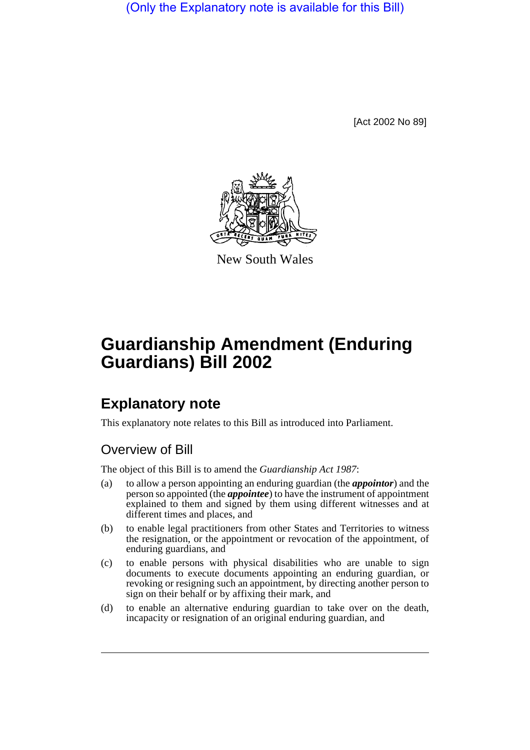(Only the Explanatory note is available for this Bill)

[Act 2002 No 89]

New South Wales

# Guardianship Amendment (Enduring Guardians) Bill 2002

## Explanatory note

This explanatory note relates to this Bill as introduced into Parliament.

### Overview of Bill

The object of this Bill is to amend the *Guardianship Act 1987*:

(a) to allow a person appointing an enduring guardian (the ***appointor***) and the person so appointed (the ***appointee***) to have the instrument of appointment explained to them and signed by them using different witnesses and at different times and places, and

(b) to enable legal practitioners from other States and Territories to witness the resignation, or the appointment or revocation of the appointment, of enduring guardians, and

(c) to enable persons with physical disabilities who are unable to sign documents to execute documents appointing an enduring guardian, or revoking or resigning such an appointment, by directing another person to sign on their behalf or by affixing their mark, and

(d) to enable an alternative enduring guardian to take over on the death, incapacity or resignation of an original enduring guardian, and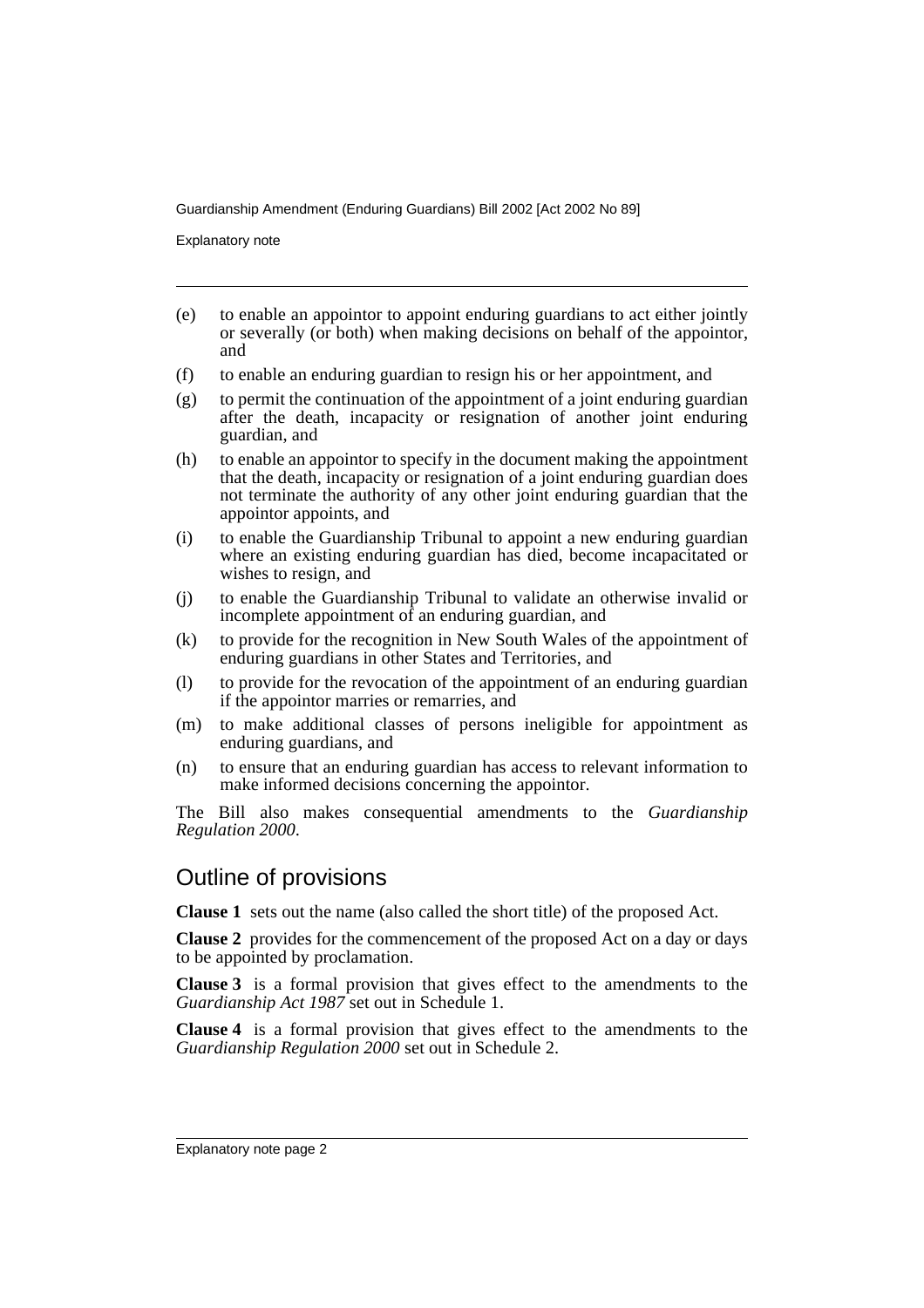(e) to enable an appointor to appoint enduring guardians to act either jointly or severally (or both) when making decisions on behalf of the appointor, and

(f) to enable an enduring guardian to resign his or her appointment, and

(g) to permit the continuation of the appointment of a joint enduring guardian after the death, incapacity or resignation of another joint enduring guardian, and

(h) to enable an appointor to specify in the document making the appointment that the death, incapacity or resignation of a joint enduring guardian does not terminate the authority of any other joint enduring guardian that the appointor appoints, and

(i) to enable the Guardianship Tribunal to appoint a new enduring guardian where an existing enduring guardian has died, become incapacitated or wishes to resign, and

(j) to enable the Guardianship Tribunal to validate an otherwise invalid or incomplete appointment of an enduring guardian, and

(k) to provide for the recognition in New South Wales of the appointment of enduring guardians in other States and Territories, and

(l) to provide for the revocation of the appointment of an enduring guardian if the appointor marries or remarries, and

(m) to make additional classes of persons ineligible for appointment as enduring guardians, and

(n) to ensure that an enduring guardian has access to relevant information to make informed decisions concerning the appointor.

The Bill also makes consequential amendments to the *Guardianship Regulation 2000*.

## Outline of provisions

**Clause 1** sets out the name (also called the short title) of the proposed Act.

**Clause 2** provides for the commencement of the proposed Act on a day or days to be appointed by proclamation.

**Clause 3** is a formal provision that gives effect to the amendments to the *Guardianship Act 1987* set out in Schedule 1.

**Clause 4** is a formal provision that gives effect to the amendments to the *Guardianship Regulation 2000* set out in Schedule 2.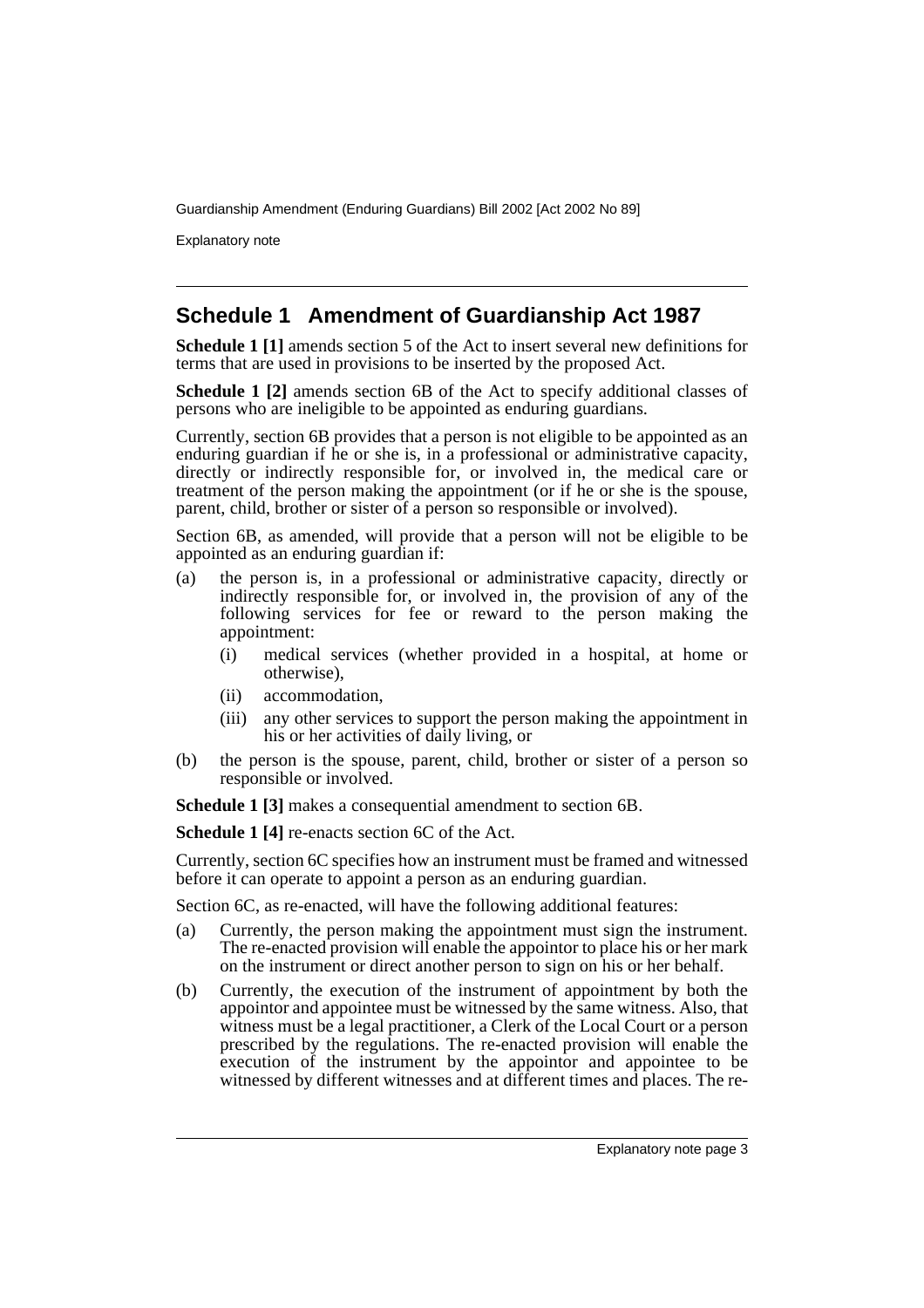## Schedule 1 Amendment of Guardianship Act 1987

**Schedule 1 [1]** amends section 5 of the Act to insert several new definitions for terms that are used in provisions to be inserted by the proposed Act.

**Schedule 1 [2]** amends section 6B of the Act to specify additional classes of persons who are ineligible to be appointed as enduring guardians.

Currently, section 6B provides that a person is not eligible to be appointed as an enduring guardian if he or she is, in a professional or administrative capacity, directly or indirectly responsible for, or involved in, the medical care or treatment of the person making the appointment (or if he or she is the spouse, parent, child, brother or sister of a person so responsible or involved).

Section 6B, as amended, will provide that a person will not be eligible to be appointed as an enduring guardian if:

(a) the person is, in a professional or administrative capacity, directly or indirectly responsible for, or involved in, the provision of any of the following services for fee or reward to the person making the appointment:
   - (i) medical services (whether provided in a hospital, at home or otherwise),
   - (ii) accommodation,
   - (iii) any other services to support the person making the appointment in his or her activities of daily living, or

(b) the person is the spouse, parent, child, brother or sister of a person so responsible or involved.

**Schedule 1 [3]** makes a consequential amendment to section 6B.

**Schedule 1 [4]** re-enacts section 6C of the Act.

Currently, section 6C specifies how an instrument must be framed and witnessed before it can operate to appoint a person as an enduring guardian.

Section 6C, as re-enacted, will have the following additional features:

(a) Currently, the person making the appointment must sign the instrument. The re-enacted provision will enable the appointor to place his or her mark on the instrument or direct another person to sign on his or her behalf.

(b) Currently, the execution of the instrument of appointment by both the appointor and appointee must be witnessed by the same witness. Also, that witness must be a legal practitioner, a Clerk of the Local Court or a person prescribed by the regulations. The re-enacted provision will enable the execution of the instrument by the appointor and appointee to be witnessed by different witnesses and at different times and places. The re-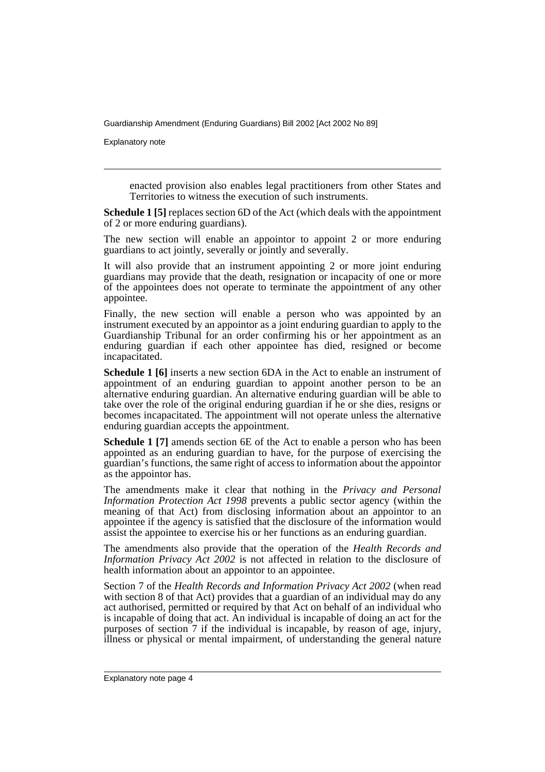enacted provision also enables legal practitioners from other States and Territories to witness the execution of such instruments.

**Schedule 1 [5]** replaces section 6D of the Act (which deals with the appointment of 2 or more enduring guardians).

The new section will enable an appointor to appoint 2 or more enduring guardians to act jointly, severally or jointly and severally.

It will also provide that an instrument appointing 2 or more joint enduring guardians may provide that the death, resignation or incapacity of one or more of the appointees does not operate to terminate the appointment of any other appointee.

Finally, the new section will enable a person who was appointed by an instrument executed by an appointor as a joint enduring guardian to apply to the Guardianship Tribunal for an order confirming his or her appointment as an enduring guardian if each other appointee has died, resigned or become incapacitated.

**Schedule 1 [6]** inserts a new section 6DA in the Act to enable an instrument of appointment of an enduring guardian to appoint another person to be an alternative enduring guardian. An alternative enduring guardian will be able to take over the role of the original enduring guardian if he or she dies, resigns or becomes incapacitated. The appointment will not operate unless the alternative enduring guardian accepts the appointment.

**Schedule 1 [7]** amends section 6E of the Act to enable a person who has been appointed as an enduring guardian to have, for the purpose of exercising the guardian's functions, the same right of access to information about the appointor as the appointor has.

The amendments make it clear that nothing in the *Privacy and Personal Information Protection Act 1998* prevents a public sector agency (within the meaning of that Act) from disclosing information about an appointor to an appointee if the agency is satisfied that the disclosure of the information would assist the appointee to exercise his or her functions as an enduring guardian.

The amendments also provide that the operation of the *Health Records and Information Privacy Act 2002* is not affected in relation to the disclosure of health information about an appointor to an appointee.

Section 7 of the *Health Records and Information Privacy Act 2002* (when read with section 8 of that Act) provides that a guardian of an individual may do any act authorised, permitted or required by that Act on behalf of an individual who is incapable of doing that act. An individual is incapable of doing an act for the purposes of section 7 if the individual is incapable, by reason of age, injury, illness or physical or mental impairment, of understanding the general nature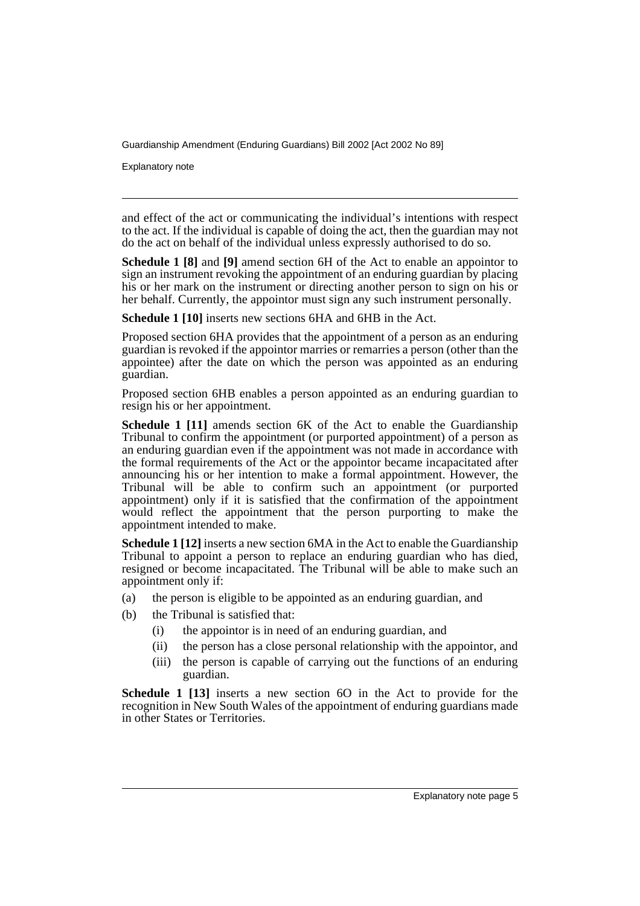and effect of the act or communicating the individual's intentions with respect to the act. If the individual is capable of doing the act, then the guardian may not do the act on behalf of the individual unless expressly authorised to do so.

**Schedule 1 [8]** and **[9]** amend section 6H of the Act to enable an appointor to sign an instrument revoking the appointment of an enduring guardian by placing his or her mark on the instrument or directing another person to sign on his or her behalf. Currently, the appointor must sign any such instrument personally.

**Schedule 1 [10]** inserts new sections 6HA and 6HB in the Act.

Proposed section 6HA provides that the appointment of a person as an enduring guardian is revoked if the appointor marries or remarries a person (other than the appointee) after the date on which the person was appointed as an enduring guardian.

Proposed section 6HB enables a person appointed as an enduring guardian to resign his or her appointment.

**Schedule 1 [11]** amends section 6K of the Act to enable the Guardianship Tribunal to confirm the appointment (or purported appointment) of a person as an enduring guardian even if the appointment was not made in accordance with the formal requirements of the Act or the appointor became incapacitated after announcing his or her intention to make a formal appointment. However, the Tribunal will be able to confirm such an appointment (or purported appointment) only if it is satisfied that the confirmation of the appointment would reflect the appointment that the person purporting to make the appointment intended to make.

**Schedule 1 [12]** inserts a new section 6MA in the Act to enable the Guardianship Tribunal to appoint a person to replace an enduring guardian who has died, resigned or become incapacitated. The Tribunal will be able to make such an appointment only if:

(a) the person is eligible to be appointed as an enduring guardian, and

(b) the Tribunal is satisfied that:

  (i) the appointor is in need of an enduring guardian, and

  (ii) the person has a close personal relationship with the appointor, and

  (iii) the person is capable of carrying out the functions of an enduring guardian.

**Schedule 1 [13]** inserts a new section 6O in the Act to provide for the recognition in New South Wales of the appointment of enduring guardians made in other States or Territories.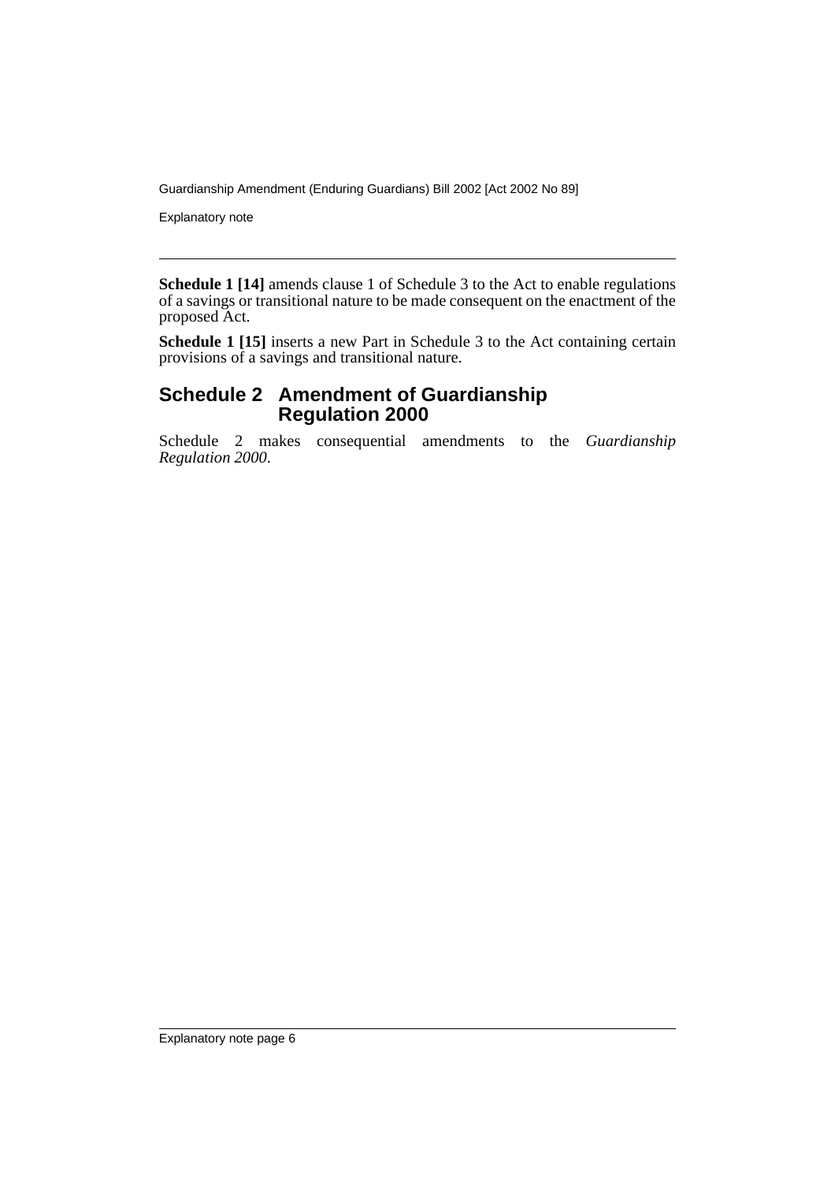**Schedule 1 [14]** amends clause 1 of Schedule 3 to the Act to enable regulations of a savings or transitional nature to be made consequent on the enactment of the proposed Act.

**Schedule 1 [15]** inserts a new Part in Schedule 3 to the Act containing certain provisions of a savings and transitional nature.

## Schedule 2 Amendment of Guardianship Regulation 2000

Schedule 2 makes consequential amendments to the *Guardianship Regulation 2000*.